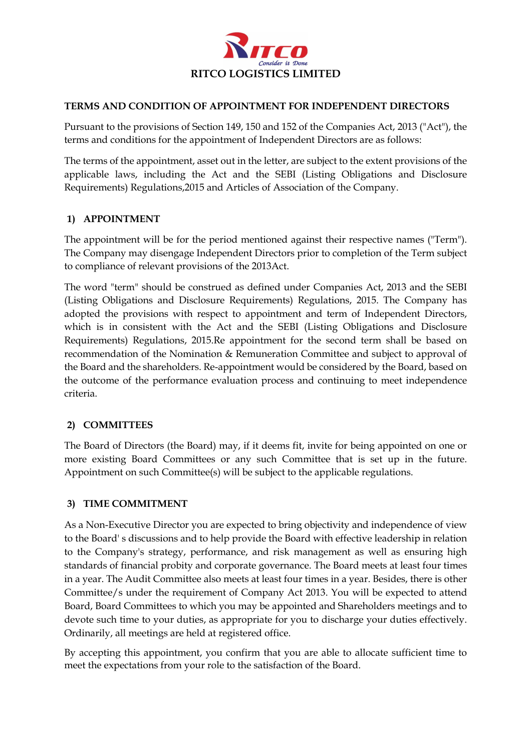RITCO LOGISTICS LIMITED

## TERMS AND CONDITION OF APPOINTMENT FOR INDEPENDENT DIRECTORS

Pursuant to the provisions of Section 149, 150 and 152 of the Companies Act, 2013 ("Act"), the terms and conditions for the appointment of Independent Directors are as follows:

The terms of the appointment, asset out in the letter, are subject to the extent provisions of the applicable laws, including the Act and the SEBI (Listing Obligations and Disclosure Requirements) Regulations,2015 and Articles of Association of the Company.

### 1) APPOINTMENT

The appointment will be for the period mentioned against their respective names ("Term"). The Company may disengage Independent Directors prior to completion of the Term subject to compliance of relevant provisions of the 2013Act.

The word "term" should be construed as defined under Companies Act, 2013 and the SEBI (Listing Obligations and Disclosure Requirements) Regulations, 2015. The Company has adopted the provisions with respect to appointment and term of Independent Directors, which is in consistent with the Act and the SEBI (Listing Obligations and Disclosure Requirements) Regulations, 2015.Re appointment for the second term shall be based on recommendation of the Nomination & Remuneration Committee and subject to approval of the Board and the shareholders. Re-appointment would be considered by the Board, based on the outcome of the performance evaluation process and continuing to meet independence criteria.

### 2) COMMITTEES

The Board of Directors (the Board) may, if it deems fit, invite for being appointed on one or more existing Board Committees or any such Committee that is set up in the future. Appointment on such Committee(s) will be subject to the applicable regulations.

### 3) TIME COMMITMENT

As a Non-Executive Director you are expected to bring objectivity and independence of view to the Board' s discussions and to help provide the Board with effective leadership in relation to the Company's strategy, performance, and risk management as well as ensuring high standards of financial probity and corporate governance. The Board meets at least four times in a year. The Audit Committee also meets at least four times in a year. Besides, there is other Committee/s under the requirement of Company Act 2013. You will be expected to attend Board, Board Committees to which you may be appointed and Shareholders meetings and to devote such time to your duties, as appropriate for you to discharge your duties effectively. Ordinarily, all meetings are held at registered office.

By accepting this appointment, you confirm that you are able to allocate sufficient time to meet the expectations from your role to the satisfaction of the Board.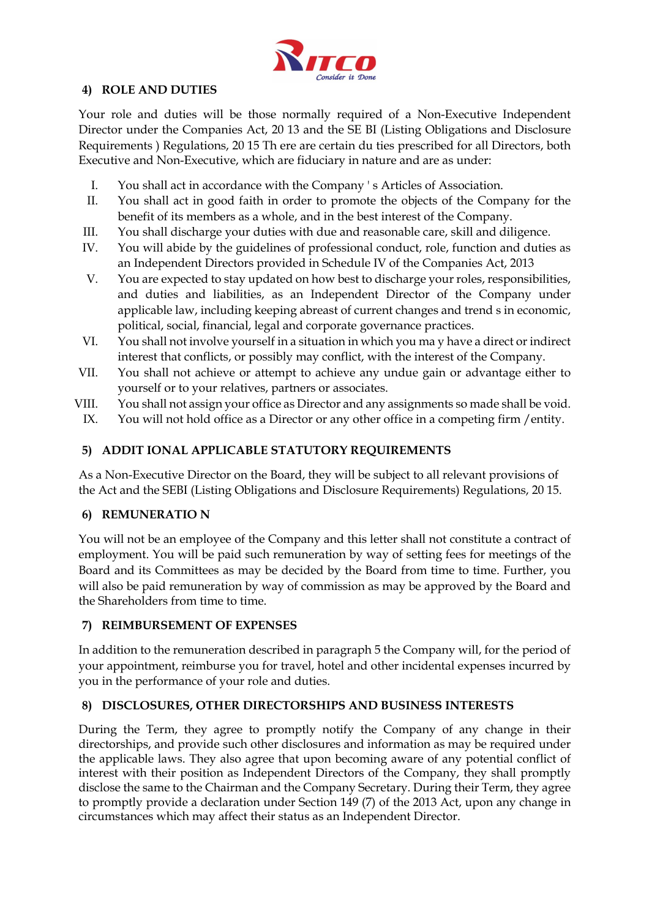## 4) ROLE AND DUTIES

Your role and duties will be those normally required of a Non-Executive Independent Director under the Companies Act, 2013 and the SEBI (Listing Obligations and Disclosure Requirements) Regulations, 2015 There are certain duties prescribed for all Directors, both Executive and Non-Executive, which are fiduciary in nature and are as under:

I. You shall act in accordance with the Company's Articles of Association.
II. You shall act in good faith in order to promote the objects of the Company for the benefit of its members as a whole, and in the best interest of the Company.
III. You shall discharge your duties with due and reasonable care, skill and diligence.
IV. You will abide by the guidelines of professional conduct, role, function and duties as an Independent Directors provided in Schedule IV of the Companies Act, 2013
V. You are expected to stay updated on how best to discharge your roles, responsibilities, and duties and liabilities, as an Independent Director of the Company under applicable law, including keeping abreast of current changes and trends in economic, political, social, financial, legal and corporate governance practices.
VI. You shall not involve yourself in a situation in which you may have a direct or indirect interest that conflicts, or possibly may conflict, with the interest of the Company.
VII. You shall not achieve or attempt to achieve any undue gain or advantage either to yourself or to your relatives, partners or associates.
VIII. You shall not assign your office as Director and any assignments so made shall be void.
IX. You will not hold office as a Director or any other office in a competing firm /entity.

## 5) ADDITIONAL APPLICABLE STATUTORY REQUIREMENTS

As a Non-Executive Director on the Board, they will be subject to all relevant provisions of the Act and the SEBI (Listing Obligations and Disclosure Requirements) Regulations, 2015.

## 6) REMUNERATION

You will not be an employee of the Company and this letter shall not constitute a contract of employment. You will be paid such remuneration by way of setting fees for meetings of the Board and its Committees as may be decided by the Board from time to time. Further, you will also be paid remuneration by way of commission as may be approved by the Board and the Shareholders from time to time.

## 7) REIMBURSEMENT OF EXPENSES

In addition to the remuneration described in paragraph 5 the Company will, for the period of your appointment, reimburse you for travel, hotel and other incidental expenses incurred by you in the performance of your role and duties.

## 8) DISCLOSURES, OTHER DIRECTORSHIPS AND BUSINESS INTERESTS

During the Term, they agree to promptly notify the Company of any change in their directorships, and provide such other disclosures and information as may be required under the applicable laws. They also agree that upon becoming aware of any potential conflict of interest with their position as Independent Directors of the Company, they shall promptly disclose the same to the Chairman and the Company Secretary. During their Term, they agree to promptly provide a declaration under Section 149 (7) of the 2013 Act, upon any change in circumstances which may affect their status as an Independent Director.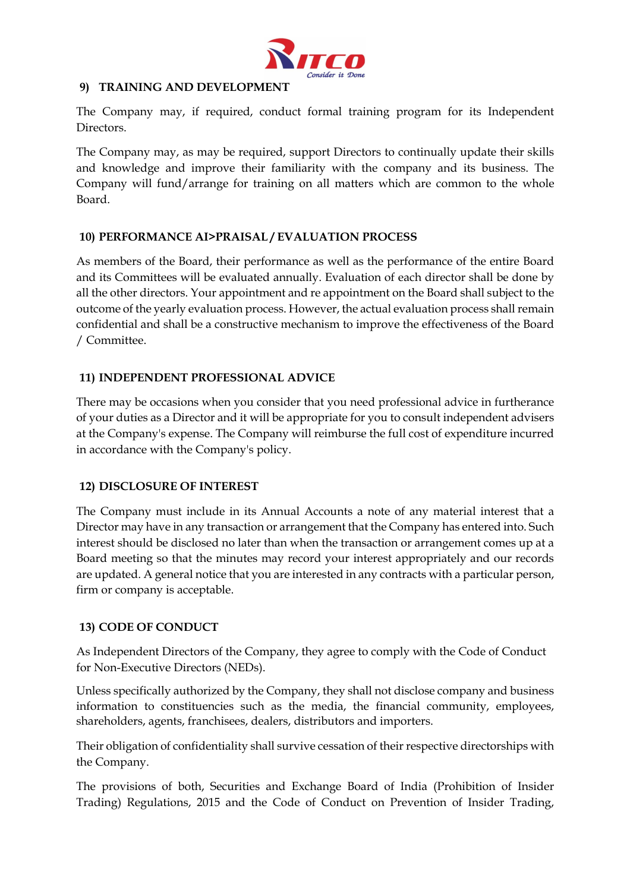### 9) TRAINING AND DEVELOPMENT

The Company may, if required, conduct formal training program for its Independent Directors.

The Company may, as may be required, support Directors to continually update their skills and knowledge and improve their familiarity with the company and its business. The Company will fund/arrange for training on all matters which are common to the whole Board.

### 10) PERFORMANCE AI>PRAISAL / EVALUATION PROCESS

As members of the Board, their performance as well as the performance of the entire Board and its Committees will be evaluated annually. Evaluation of each director shall be done by all the other directors. Your appointment and re appointment on the Board shall subject to the outcome of the yearly evaluation process. However, the actual evaluation process shall remain confidential and shall be a constructive mechanism to improve the effectiveness of the Board / Committee.

### 11) INDEPENDENT PROFESSIONAL ADVICE

There may be occasions when you consider that you need professional advice in furtherance of your duties as a Director and it will be appropriate for you to consult independent advisers at the Company's expense. The Company will reimburse the full cost of expenditure incurred in accordance with the Company's policy.

### 12) DISCLOSURE OF INTEREST

The Company must include in its Annual Accounts a note of any material interest that a Director may have in any transaction or arrangement that the Company has entered into. Such interest should be disclosed no later than when the transaction or arrangement comes up at a Board meeting so that the minutes may record your interest appropriately and our records are updated. A general notice that you are interested in any contracts with a particular person, firm or company is acceptable.

### 13) CODE OF CONDUCT

As Independent Directors of the Company, they agree to comply with the Code of Conduct for Non-Executive Directors (NEDs).

Unless specifically authorized by the Company, they shall not disclose company and business information to constituencies such as the media, the financial community, employees, shareholders, agents, franchisees, dealers, distributors and importers.

Their obligation of confidentiality shall survive cessation of their respective directorships with the Company.

The provisions of both, Securities and Exchange Board of India (Prohibition of Insider Trading) Regulations, 2015 and the Code of Conduct on Prevention of Insider Trading,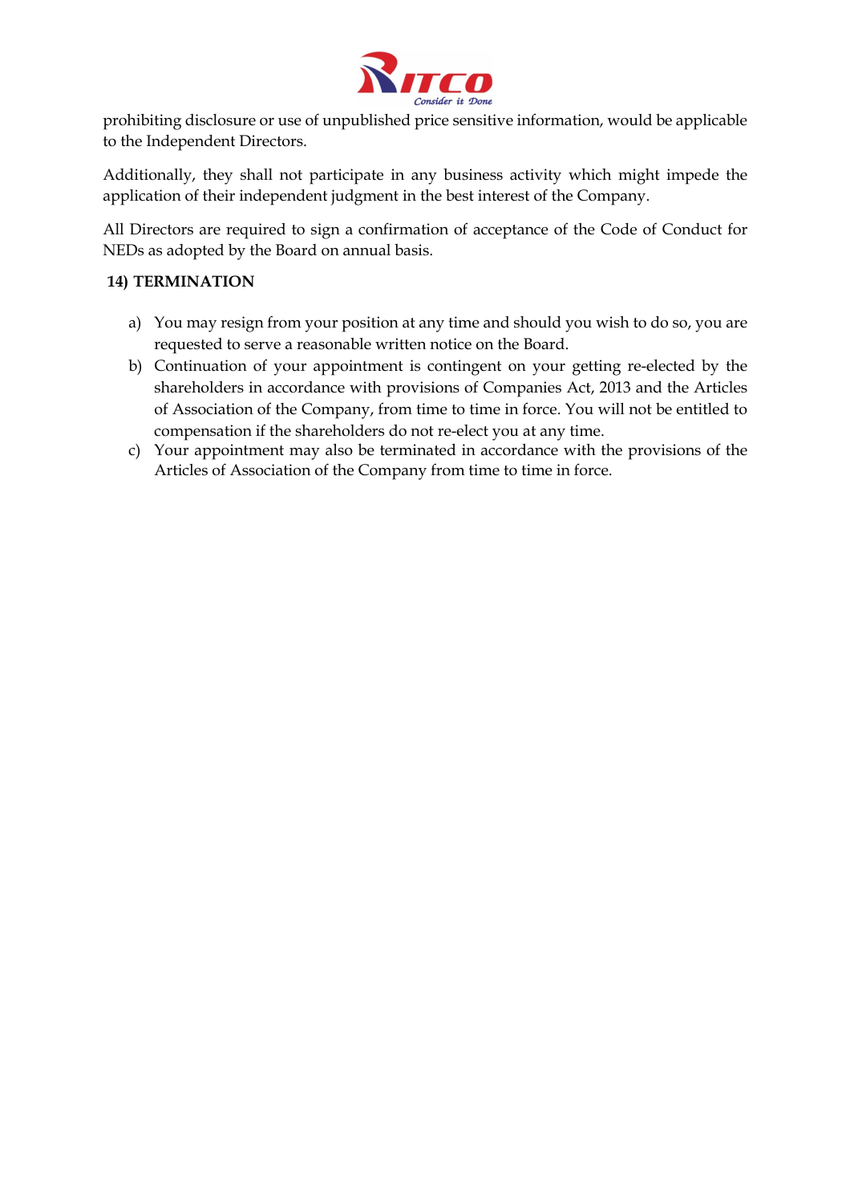prohibiting disclosure or use of unpublished price sensitive information, would be applicable to the Independent Directors.

Additionally, they shall not participate in any business activity which might impede the application of their independent judgment in the best interest of the Company.

All Directors are required to sign a confirmation of acceptance of the Code of Conduct for NEDs as adopted by the Board on annual basis.

**14) TERMINATION**

a) You may resign from your position at any time and should you wish to do so, you are requested to serve a reasonable written notice on the Board.
b) Continuation of your appointment is contingent on your getting re-elected by the shareholders in accordance with provisions of Companies Act, 2013 and the Articles of Association of the Company, from time to time in force. You will not be entitled to compensation if the shareholders do not re-elect you at any time.
c) Your appointment may also be terminated in accordance with the provisions of the Articles of Association of the Company from time to time in force.